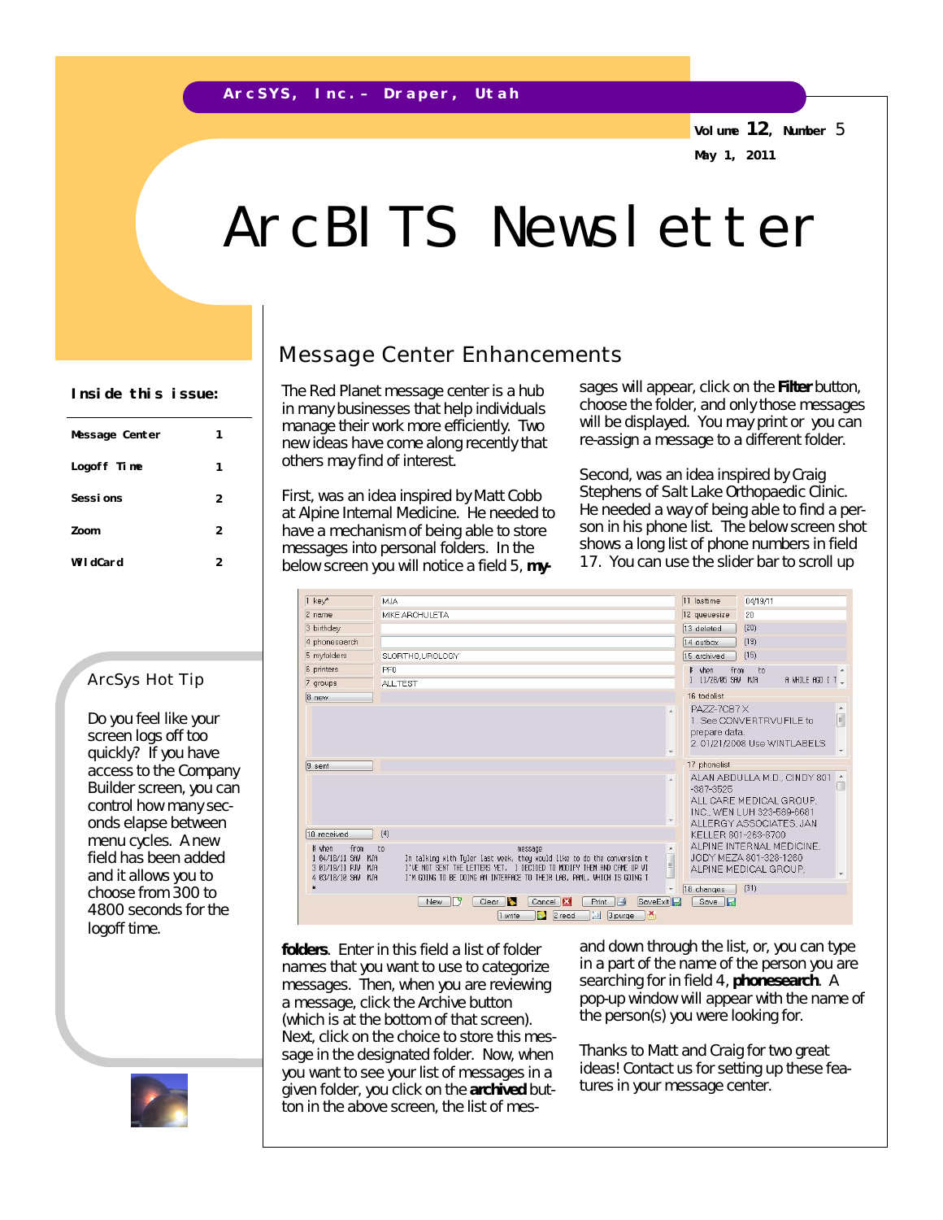ArcSYS, Inc.– Draper, Utah

Volume 12, Number 5

May 1, 2011

# ArcBITS Newsletter

**Inside this issue:**

| | |
|---|---|
| Message Center | 1 |
| Logoff Time | 1 |
| Sessions | 2 |
| Zoom | 2 |
| WildCard | 2 |

## ArcSys Hot Tip

Do you feel like your screen logs off too quickly? If you have access to the Company Builder screen, you can control how many seconds elapse between menu cycles. A new field has been added and it allows you to choose from 300 to 4800 seconds for the logoff time.

## Message Center Enhancements

The Red Planet message center is a hub in many businesses that help individuals manage their work more efficiently. Two new ideas have come along recently that others may find of interest.

First, was an idea inspired by Matt Cobb at Alpine Internal Medicine. He needed to have a mechanism of being able to store messages into personal folders. In the below screen you will notice a field 5, **myfolders**. Enter in this field a list of folder names that you want to use to categorize messages. Then, when you are reviewing a message, click the Archive button (which is at the bottom of that screen). Next, click on the choice to store this message in the designated folder. Now, when you want to see your list of messages in a given folder, you click on the **archived** button in the above screen, the list of messages will appear, click on the **Filter** button, choose the folder, and only those messages will be displayed. You may print or you can re-assign a message to a different folder.

Second, was an idea inspired by Craig Stephens of Salt Lake Orthopaedic Clinic. He needed a way of being able to find a person in his phone list. The below screen shot shows a long list of phone numbers in field 17. You can use the slider bar to scroll up and down through the list, or, you can type in a part of the name of the person you are searching for in field 4, **phonesearch**. A pop-up window will appear with the name of the person(s) you were looking for.

Thanks to Matt and Craig for two great ideas! Contact us for setting up these features in your message center.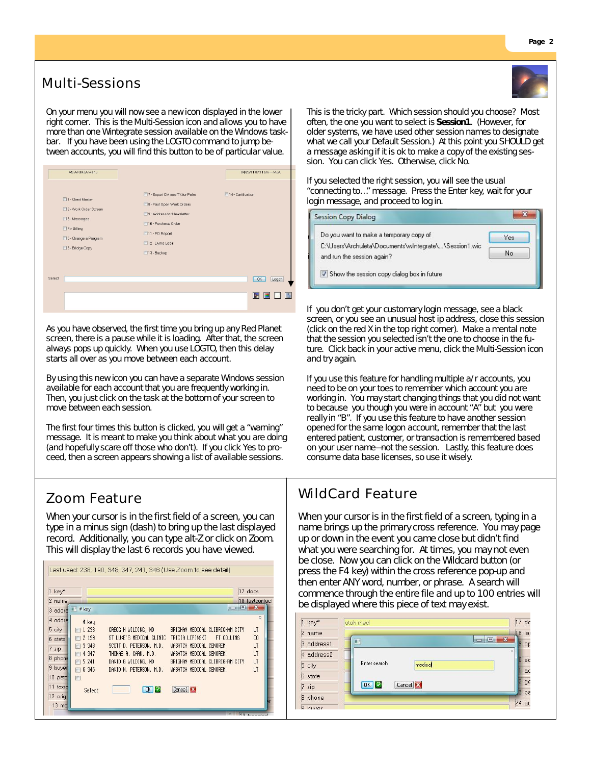# Multi-Sessions

On your menu you will now see a new icon displayed in the lower right corner. This is the Multi-Session icon and allows you to have more than one Wintegrate session available on the Windows task-bar. If you have been using the LOGTO command to jump between accounts, you will find this button to be of particular value.

As you have observed, the first time you bring up any Red Planet screen, there is a pause while it is loading. After that, the screen always pops up quickly. When you use LOGTO, then this delay starts all over as you move between each account.

By using this new icon you can have a separate Windows session available for each account that you are frequently working in. Then, you just click on the task at the bottom of your screen to move between each session.

The first four times this button is clicked, you will get a "warning" message. It is meant to make you think about what you are doing (and hopefully scare off those who don't). If you click Yes to proceed, then a screen appears showing a list of available sessions.

This is the tricky part. Which session should you choose? Most often, the one you want to select is **Session1**. (However, for older systems, we have used other session names to designate what we call your Default Session.) At this point you SHOULD get a message asking if it is ok to make a copy of the existing session. You can click Yes. Otherwise, click No.

If you selected the right session, you will see the usual "connecting to…" message. Press the Enter key, wait for your login message, and proceed to log in.

If you don't get your customary login message, see a black screen, or you see an unusual host ip address, close this session (click on the red X in the top right corner). Make a mental note that the session you selected isn't the one to choose in the future. Click back in your active menu, click the Multi-Session icon and try again.

If you use this feature for handling multiple a/r accounts, you need to be on your toes to remember which account you are working in. You may start changing things that you did not want to because you though you were in account "A" but you were really in "B". If you use this feature to have another session opened for the same logon account, remember that the last entered patient, customer, or transaction is remembered based on your user name—not the session. Lastly, this feature does consume data base licenses, so use it wisely.

## Zoom Feature

When your cursor is in the first field of a screen, you can type in a minus sign (dash) to bring up the last displayed record. Additionally, you can type alt-Z or click on Zoom. This will display the last 6 records you have viewed.

## WildCard Feature

When your cursor is in the first field of a screen, typing in a name brings up the primary cross reference. You may page up or down in the event you came close but didn't find what you were searching for. At times, you may not even be close. Now you can click on the Wildcard button (or press the F4 key) within the cross reference pop-up and then enter ANY word, number, or phrase. A search will commence through the entire file and up to 100 entries will be displayed where this piece of text may exist.